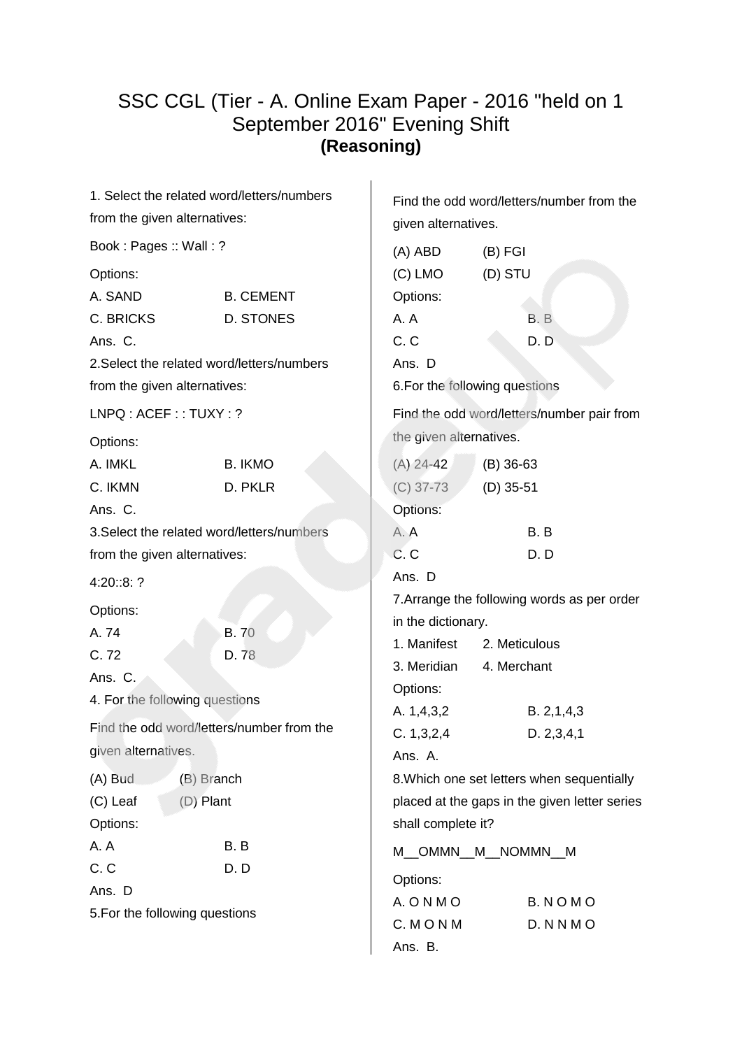# SSC CGL (Tier - A. Online Exam Paper - 2016 "held on 1 September 2016" Evening Shift

## (Reasoning)

1. Select the related word/letters/numbers from the given alternatives:

Book : Pages :: Wall : ?

Options:

A. SAND B. CEMENT

C. BRICKS D. STONES

Ans. C.

2.Select the related word/letters/numbers from the given alternatives:

LNPQ : ACEF : : TUXY : ?

Options:

A. IMKL B. IKMO

C. IKMN D. PKLR

Ans. C.

3.Select the related word/letters/numbers from the given alternatives:

4:20::8: ?

Options:

A. 74 B. 70

C. 72 D. 78

Ans. C.

4. For the following questions

Find the odd word/letters/number from the given alternatives.

(A) Bud (B) Branch

(C) Leaf (D) Plant

Options:

A. A B. B

C. C D. D

Ans. D

5.For the following questions

Find the odd word/letters/number from the given alternatives.

(A) ABD (B) FGI

(C) LMO (D) STU

Options:

A. A B. B

C. C D. D

Ans. D

6.For the following questions

Find the odd word/letters/number pair from the given alternatives.

(A) 24-42 (B) 36-63

(C) 37-73 (D) 35-51

Options:

A. A B. B

C. C D. D

Ans. D

7.Arrange the following words as per order in the dictionary.

1. Manifest 2. Meticulous

3. Meridian 4. Merchant

Options:

A. 1,4,3,2 B. 2,1,4,3

C. 1,3,2,4 D. 2,3,4,1

Ans. A.

8.Which one set letters when sequentially placed at the gaps in the given letter series shall complete it?

M__OMMN__M__NOMMN__M

Options:

A. O N M O B. N O M O

C. M O N M D. N N M O

Ans. B.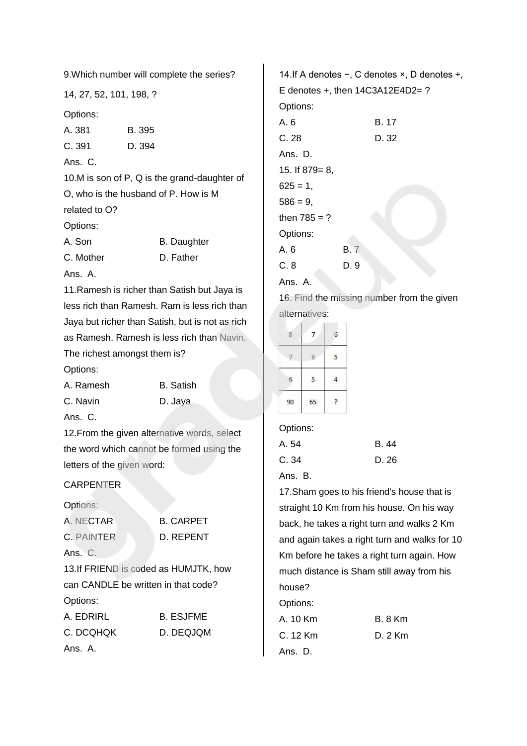9.Which number will complete the series?

14, 27, 52, 101, 198, ?

Options:

A. 381 B. 395

C. 391 D. 394

Ans. C.

10.M is son of P, Q is the grand-daughter of O, who is the husband of P. How is M related to O?

Options:

A. Son B. Daughter

C. Mother D. Father

Ans. A.

11.Ramesh is richer than Satish but Jaya is less rich than Ramesh. Ram is less rich than Jaya but richer than Satish, but is not as rich as Ramesh. Ramesh is less rich than Navin. The richest amongst them is?

Options:

A. Ramesh B. Satish

C. Navin D. Jaya

Ans. C.

12.From the given alternative words, select the word which cannot be formed using the letters of the given word:

CARPENTER

Options:

A. NECTAR B. CARPET

C. PAINTER D. REPENT

Ans. C.

13.If FRIEND is coded as HUMJTK, how can CANDLE be written in that code?

Options:

A. EDRIRL B. ESJFME

C. DCQHQK D. DEQJQM

Ans. A.

14.If A denotes −, C denotes ×, D denotes ÷, E denotes +, then 14C3A12E4D2= ?

Options:

A. 6 B. 17

C. 28 D. 32

Ans. D.

15. If 879= 8,

625 = 1,

586 = 9,

then 785 = ?

Options:

A. 6 B. 7

C. 8 D. 9

Ans. A.

16. Find the missing number from the given alternatives:

| 8 | 7 | 6 |
|---|---|---|
| 7 | 6 | 5 |
| 6 | 5 | 4 |
| 90 | 65 | ? |

Options:

A. 54 B. 44

C. 34 D. 26

Ans. B.

17.Sham goes to his friend's house that is straight 10 Km from his house. On his way back, he takes a right turn and walks 2 Km and again takes a right turn and walks for 10 Km before he takes a right turn again. How much distance is Sham still away from his house?

Options:

A. 10 Km B. 8 Km

C. 12 Km D. 2 Km

Ans. D.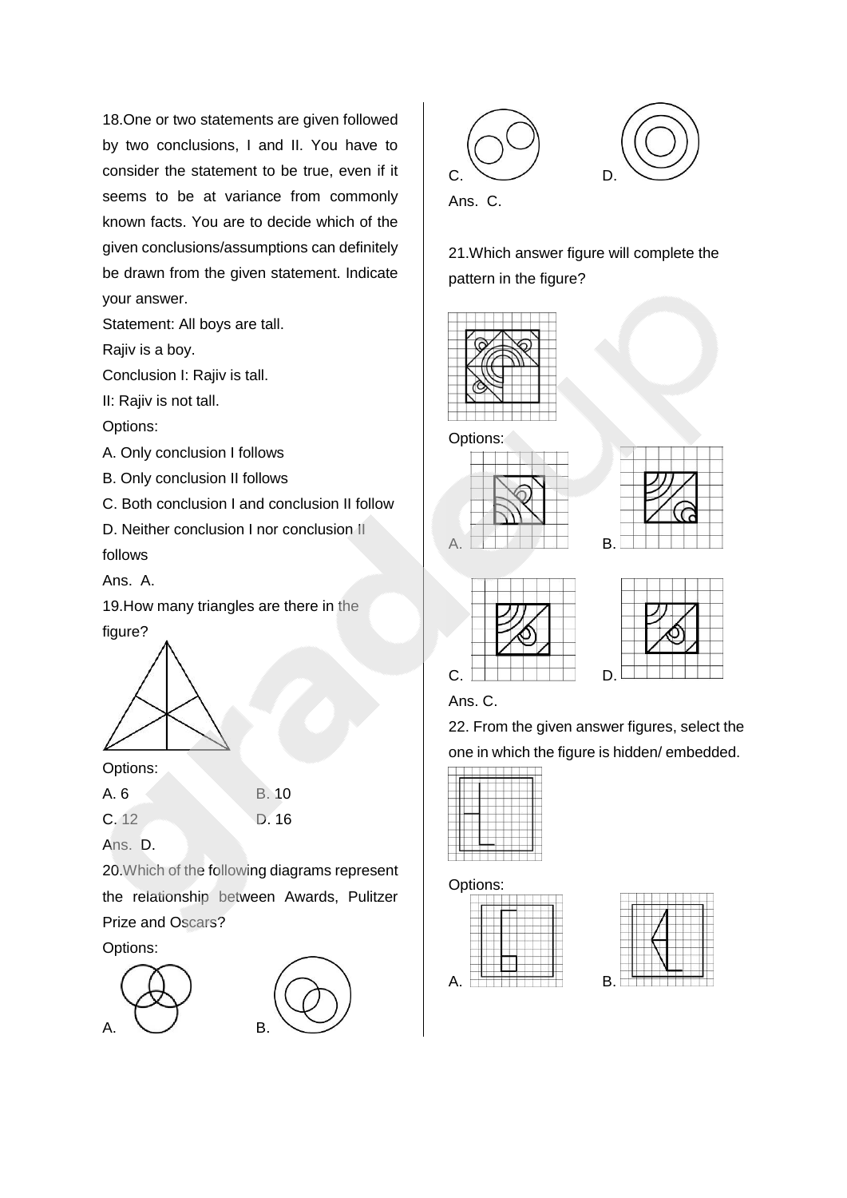18.One or two statements are given followed by two conclusions, I and II. You have to consider the statement to be true, even if it seems to be at variance from commonly known facts. You are to decide which of the given conclusions/assumptions can definitely be drawn from the given statement. Indicate your answer.

Statement: All boys are tall.

Rajiv is a boy.

Conclusion I: Rajiv is tall.

II: Rajiv is not tall.

Options:

A. Only conclusion I follows

B. Only conclusion II follows

C. Both conclusion I and conclusion II follow

D. Neither conclusion I nor conclusion II follows

Ans. A.

19.How many triangles are there in the figure?

Options:

A. 6

B. 10

C. 12

D. 16

Ans. D.

20.Which of the following diagrams represent the relationship between Awards, Pulitzer Prize and Oscars?

Options:

A.

B.

C.

D.

Ans. C.

21.Which answer figure will complete the pattern in the figure?

Options:

A.

B.

C.

D.

Ans. C.

22. From the given answer figures, select the one in which the figure is hidden/ embedded.

Options:

A.

B.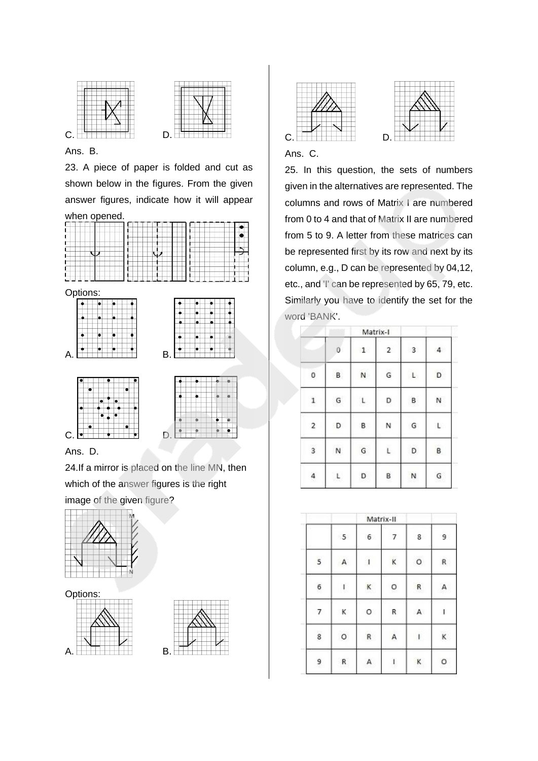C. D.

Ans. B.

23. A piece of paper is folded and cut as shown below in the figures. From the given answer figures, indicate how it will appear when opened.

Options:

A. B.

C. D.

Ans. D.

24.If a mirror is placed on the line MN, then which of the answer figures is the right image of the given figure?

Options:

A. B.

C. D.

Ans. C.

25. In this question, the sets of numbers given in the alternatives are represented. The columns and rows of Matrix I are numbered from 0 to 4 and that of Matrix II are numbered from 5 to 9. A letter from these matrices can be represented first by its row and next by its column, e.g., D can be represented by 04,12, etc., and 'I' can be represented by 65, 79, etc. Similarly you have to identify the set for the word 'BANK'.

| Matrix-I | | | | | |
|---|---|---|---|---|---|
| | 0 | 1 | 2 | 3 | 4 |
| 0 | B | N | G | L | D |
| 1 | G | L | D | B | N |
| 2 | D | B | N | G | L |
| 3 | N | G | L | D | B |
| 4 | L | D | B | N | G |

| Matrix-II | | | | | |
|---|---|---|---|---|---|
| | 5 | 6 | 7 | 8 | 9 |
| 5 | A | I | K | O | R |
| 6 | I | K | O | R | A |
| 7 | K | O | R | A | I |
| 8 | O | R | A | I | K |
| 9 | R | A | I | K | O |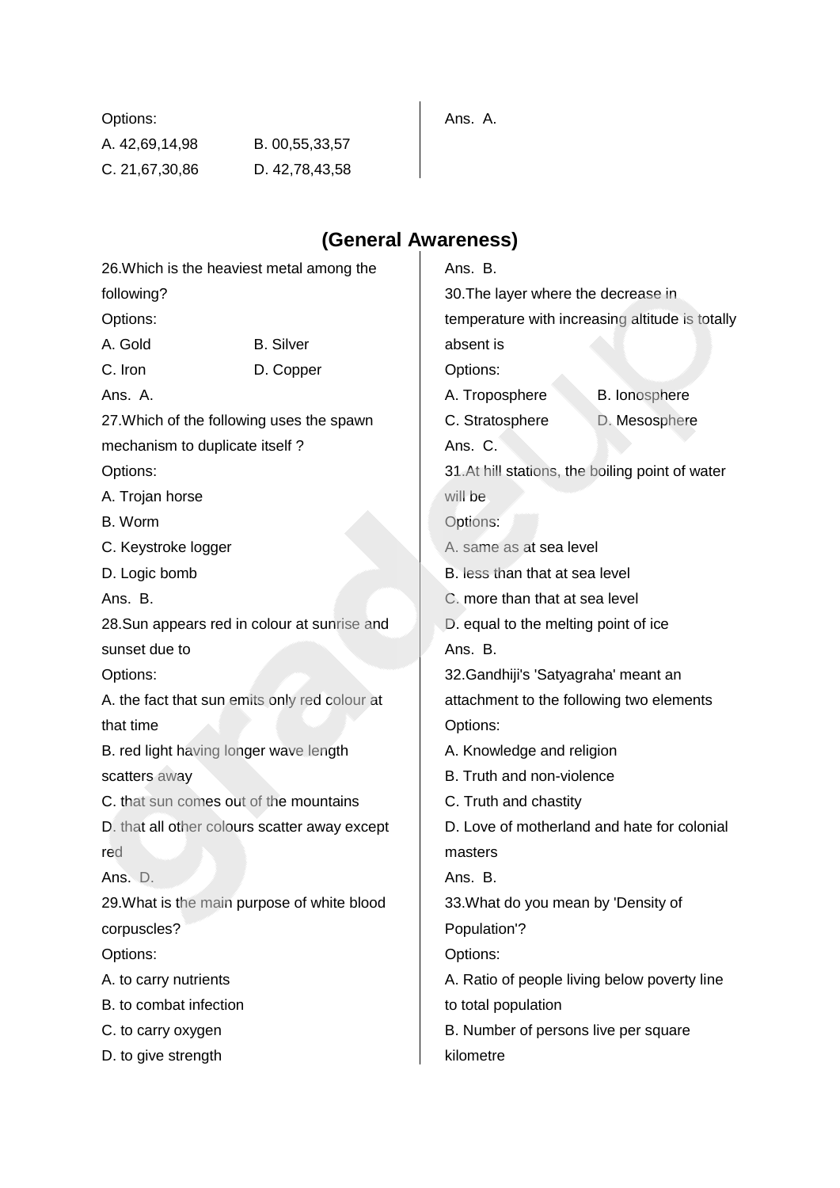Options:

A. 42,69,14,98　　B. 00,55,33,57

C. 21,67,30,86　　D. 42,78,43,58

Ans. A.

## (General Awareness)

26.Which is the heaviest metal among the following?

Options:

A. Gold　　B. Silver

C. Iron　　D. Copper

Ans. A.

27.Which of the following uses the spawn mechanism to duplicate itself ?

Options:

A. Trojan horse

B. Worm

C. Keystroke logger

D. Logic bomb

Ans. B.

28.Sun appears red in colour at sunrise and sunset due to

Options:

A. the fact that sun emits only red colour at that time

B. red light having longer wave length scatters away

C. that sun comes out of the mountains

D. that all other colours scatter away except red

Ans. D.

29.What is the main purpose of white blood corpuscles?

Options:

A. to carry nutrients

B. to combat infection

C. to carry oxygen

D. to give strength

Ans. B.

30.The layer where the decrease in temperature with increasing altitude is totally absent is

Options:

A. Troposphere　　B. Ionosphere

C. Stratosphere　　D. Mesosphere

Ans. C.

31.At hill stations, the boiling point of water will be

Options:

A. same as at sea level

B. less than that at sea level

C. more than that at sea level

D. equal to the melting point of ice

Ans. B.

32.Gandhiji's 'Satyagraha' meant an attachment to the following two elements

Options:

A. Knowledge and religion

B. Truth and non-violence

C. Truth and chastity

D. Love of motherland and hate for colonial masters

Ans. B.

33.What do you mean by 'Density of Population'?

Options:

A. Ratio of people living below poverty line to total population

B. Number of persons live per square kilometre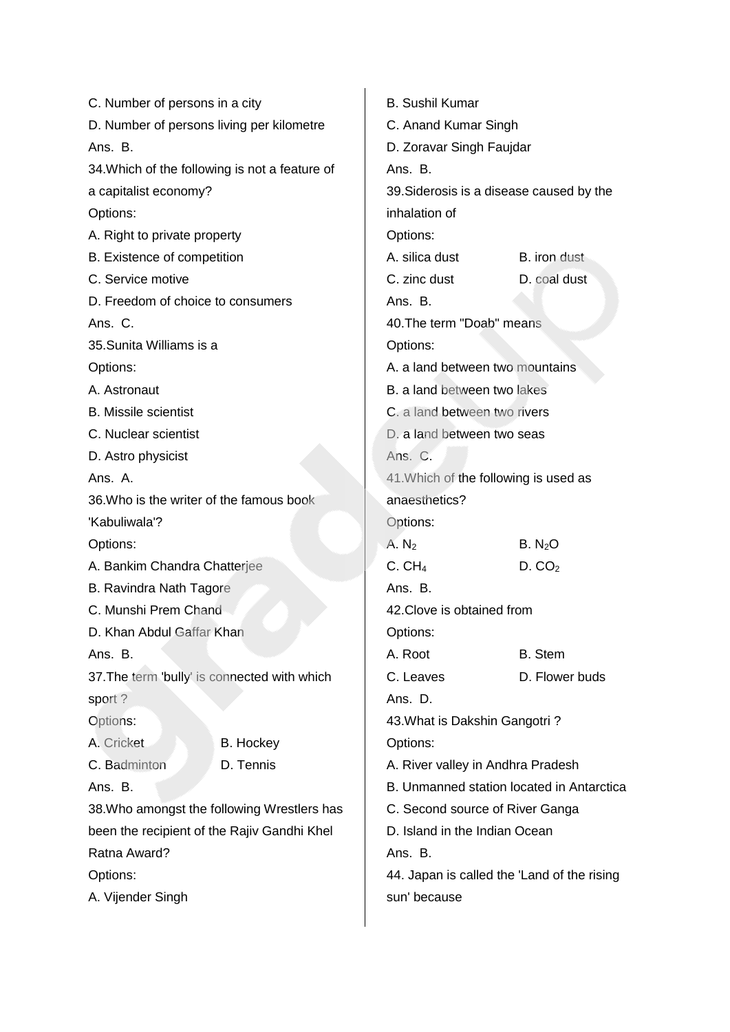C. Number of persons in a city

D. Number of persons living per kilometre

Ans. B.

34.Which of the following is not a feature of a capitalist economy?

Options:

A. Right to private property

B. Existence of competition

C. Service motive

D. Freedom of choice to consumers

Ans. C.

35.Sunita Williams is a

Options:

A. Astronaut

B. Missile scientist

C. Nuclear scientist

D. Astro physicist

Ans. A.

36.Who is the writer of the famous book 'Kabuliwala'?

Options:

A. Bankim Chandra Chatterjee

B. Ravindra Nath Tagore

C. Munshi Prem Chand

D. Khan Abdul Gaffar Khan

Ans. B.

37.The term 'bully' is connected with which sport ?

Options:

A. Cricket

B. Hockey

C. Badminton

D. Tennis

Ans. B.

38.Who amongst the following Wrestlers has been the recipient of the Rajiv Gandhi Khel Ratna Award?

Options:

A. Vijender Singh

B. Sushil Kumar

C. Anand Kumar Singh

D. Zoravar Singh Faujdar

Ans. B.

39.Siderosis is a disease caused by the inhalation of

Options:

A. silica dust

B. iron dust

C. zinc dust

D. coal dust

Ans. B.

40.The term "Doab" means

Options:

A. a land between two mountains

B. a land between two lakes

C. a land between two rivers

D. a land between two seas

Ans. C.

41.Which of the following is used as anaesthetics?

Options:

A. $N_2$

B. $N_2O$

C. $CH_4$

D. $CO_2$

Ans. B.

42.Clove is obtained from

Options:

A. Root

B. Stem

C. Leaves

D. Flower buds

Ans. D.

43.What is Dakshin Gangotri ?

Options:

A. River valley in Andhra Pradesh

B. Unmanned station located in Antarctica

C. Second source of River Ganga

D. Island in the Indian Ocean

Ans. B.

44. Japan is called the 'Land of the rising sun' because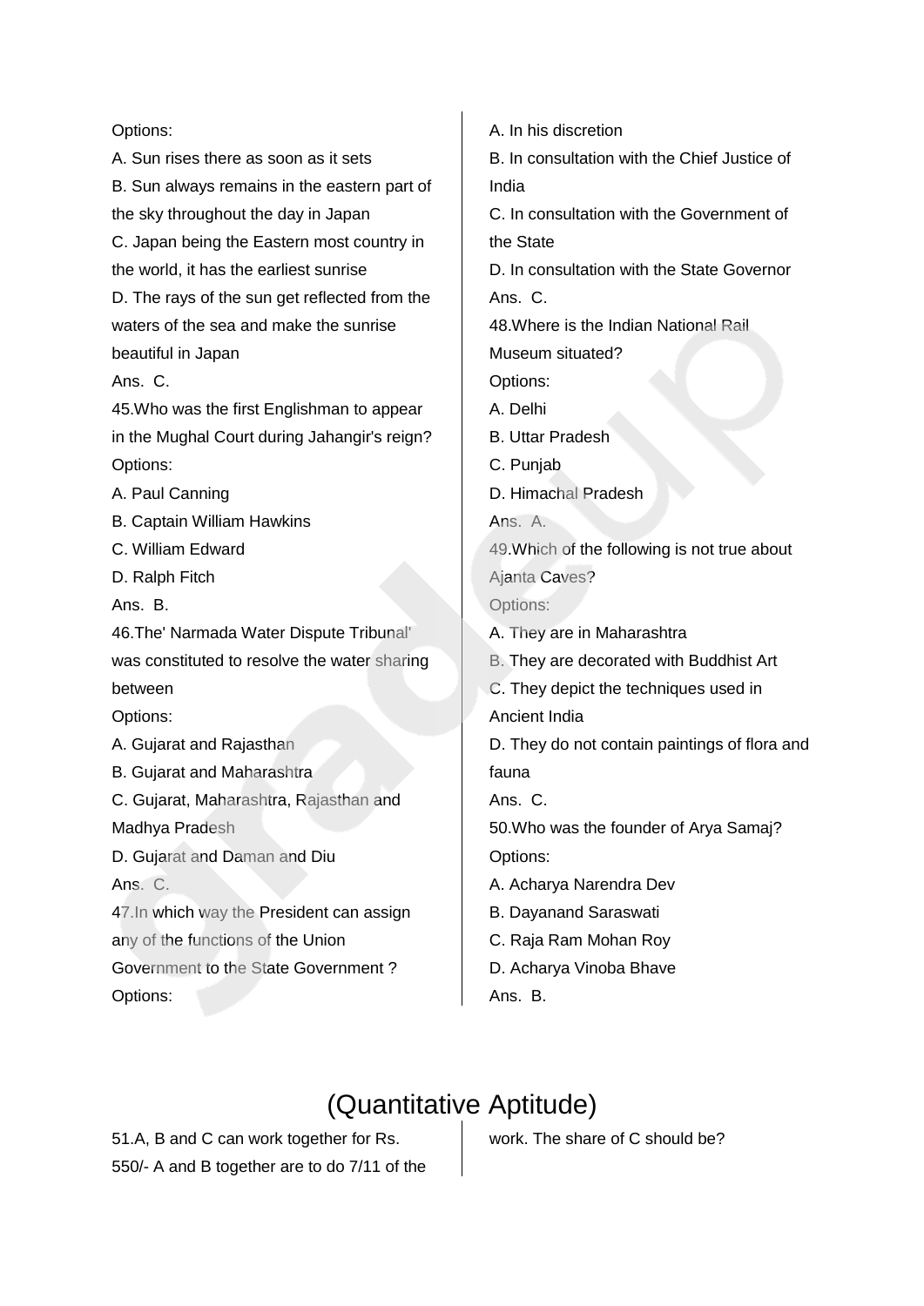Options:

A. Sun rises there as soon as it sets

B. Sun always remains in the eastern part of the sky throughout the day in Japan

C. Japan being the Eastern most country in the world, it has the earliest sunrise

D. The rays of the sun get reflected from the waters of the sea and make the sunrise beautiful in Japan

Ans. C.

45.Who was the first Englishman to appear in the Mughal Court during Jahangir's reign?

Options:

A. Paul Canning

B. Captain William Hawkins

C. William Edward

D. Ralph Fitch

Ans. B.

46.The' Narmada Water Dispute Tribunal' was constituted to resolve the water sharing between

Options:

A. Gujarat and Rajasthan

B. Gujarat and Maharashtra

C. Gujarat, Maharashtra, Rajasthan and Madhya Pradesh

D. Gujarat and Daman and Diu

Ans. C.

47.In which way the President can assign any of the functions of the Union Government to the State Government ?

Options:

A. In his discretion

B. In consultation with the Chief Justice of India

C. In consultation with the Government of the State

D. In consultation with the State Governor

Ans. C.

48.Where is the Indian National Rail Museum situated?

Options:

A. Delhi

B. Uttar Pradesh

C. Punjab

D. Himachal Pradesh

Ans. A.

49.Which of the following is not true about Ajanta Caves?

Options:

A. They are in Maharashtra

B. They are decorated with Buddhist Art

C. They depict the techniques used in Ancient India

D. They do not contain paintings of flora and fauna

Ans. C.

50.Who was the founder of Arya Samaj?

Options:

A. Acharya Narendra Dev

B. Dayanand Saraswati

C. Raja Ram Mohan Roy

D. Acharya Vinoba Bhave

Ans. B.

## (Quantitative Aptitude)

51.A, B and C can work together for Rs. 550/- A and B together are to do 7/11 of the work. The share of C should be?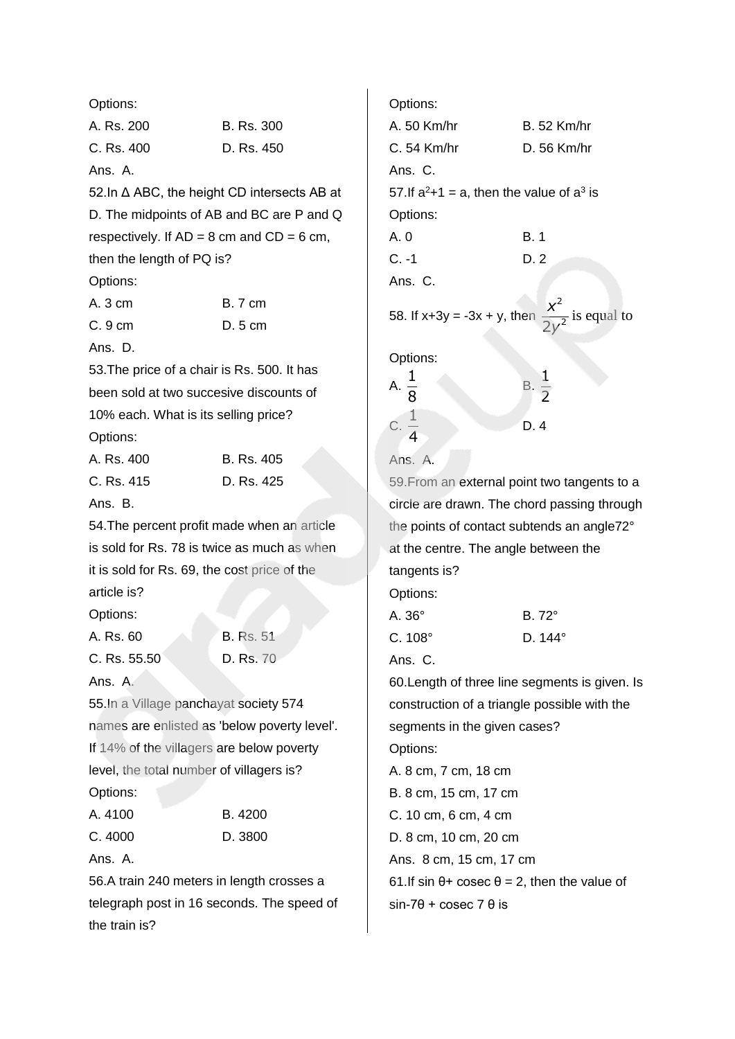Options:

A. Rs. 200 B. Rs. 300

C. Rs. 400 D. Rs. 450

Ans. A.

52.In Δ ABC, the height CD intersects AB at D. The midpoints of AB and BC are P and Q respectively. If AD = 8 cm and CD = 6 cm, then the length of PQ is?

Options:

A. 3 cm B. 7 cm

C. 9 cm D. 5 cm

Ans. D.

53.The price of a chair is Rs. 500. It has been sold at two succesive discounts of 10% each. What is its selling price?

Options:

A. Rs. 400 B. Rs. 405

C. Rs. 415 D. Rs. 425

Ans. B.

54.The percent profit made when an article is sold for Rs. 78 is twice as much as when it is sold for Rs. 69, the cost price of the article is?

Options:

A. Rs. 60 B. Rs. 51

C. Rs. 55.50 D. Rs. 70

Ans. A.

55.In a Village panchayat society 574 names are enlisted as 'below poverty level'. If 14% of the villagers are below poverty level, the total number of villagers is?

Options:

A. 4100 B. 4200

C. 4000 D. 3800

Ans. A.

56.A train 240 meters in length crosses a telegraph post in 16 seconds. The speed of the train is?

Options:

A. 50 Km/hr B. 52 Km/hr

C. 54 Km/hr D. 56 Km/hr

Ans. C.

57.If $a^2+1 = a$, then the value of $a^3$ is

Options:

A. 0 B. 1

C. -1 D. 2

Ans. C.

58. If x+3y = -3x + y, then $\frac{x^2}{2y^2}$ is equal to

Options:

A. $\frac{1}{8}$ B. $\frac{1}{2}$

C. $\frac{1}{4}$ D. 4

Ans. A.

59.From an external point two tangents to a circle are drawn. The chord passing through the points of contact subtends an angle72° at the centre. The angle between the tangents is?

Options:

A. 36° B. 72°

C. 108° D. 144°

Ans. C.

60.Length of three line segments is given. Is construction of a triangle possible with the segments in the given cases?

Options:

A. 8 cm, 7 cm, 18 cm

B. 8 cm, 15 cm, 17 cm

C. 10 cm, 6 cm, 4 cm

D. 8 cm, 10 cm, 20 cm

Ans. 8 cm, 15 cm, 17 cm

61.If sin θ+ cosec θ = 2, then the value of sin-7θ + cosec 7 θ is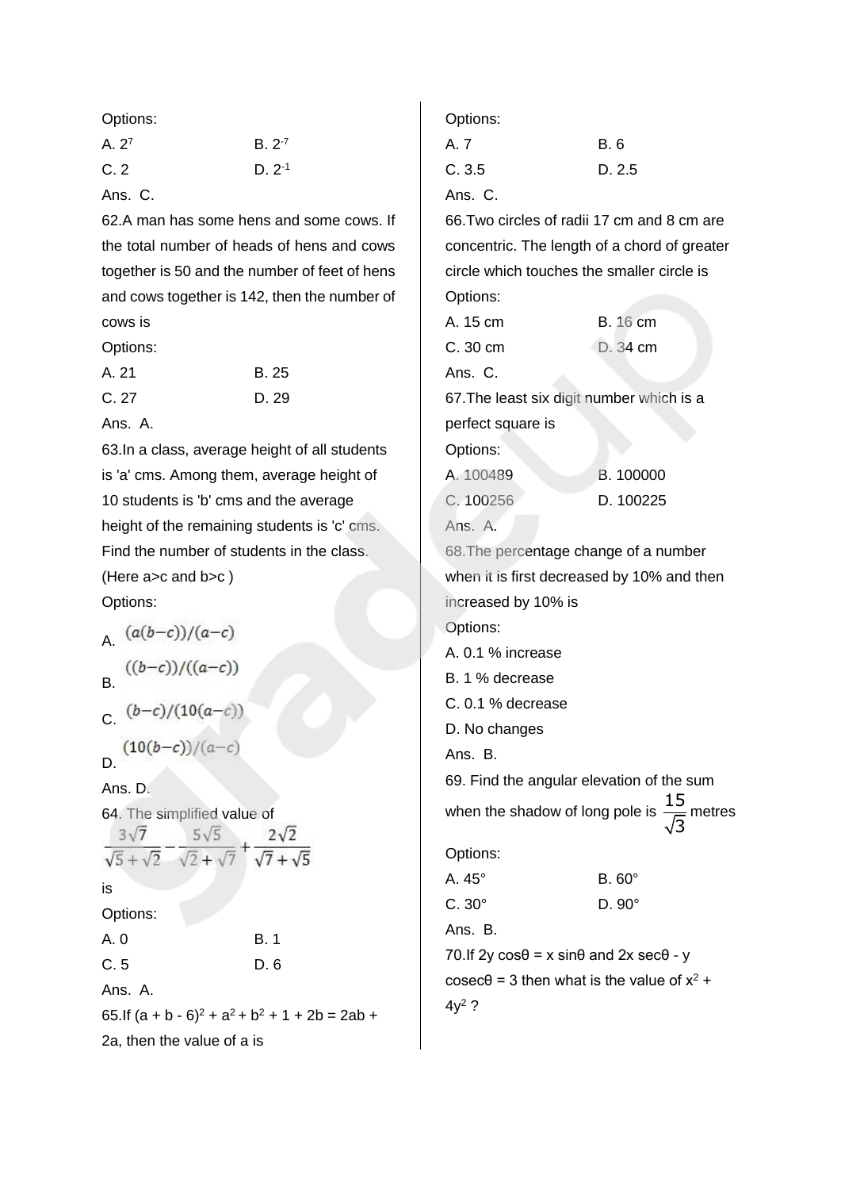Options:

A. $2^7$ B. $2^{-7}$

C. 2 D. $2^{-1}$

Ans. C.

62.A man has some hens and some cows. If the total number of heads of hens and cows together is 50 and the number of feet of hens and cows together is 142, then the number of cows is

Options:

A. 21 B. 25

C. 27 D. 29

Ans. A.

63.In a class, average height of all students is 'a' cms. Among them, average height of 10 students is 'b' cms and the average height of the remaining students is 'c' cms. Find the number of students in the class. (Here a>c and b>c )

Options:

A. $(a(b-c))/(a-c)$

B. $((b-c))/((a-c))$

C. $(b-c)/(10(a-c))$

D. $(10(b-c))/(a-c)$

Ans. D.

64. The simplified value of

$$\frac{3\sqrt{7}}{\sqrt{5}+\sqrt{2}}-\frac{5\sqrt{5}}{\sqrt{2}+\sqrt{7}}+\frac{2\sqrt{2}}{\sqrt{7}+\sqrt{5}}$$

is

Options:

A. 0 B. 1

C. 5 D. 6

Ans. A.

65.If $(a + b - 6)^2 + a^2 + b^2 + 1 + 2b = 2ab + 2a$, then the value of a is

Options:

A. 7 B. 6

C. 3.5 D. 2.5

Ans. C.

66.Two circles of radii 17 cm and 8 cm are concentric. The length of a chord of greater circle which touches the smaller circle is

Options:

A. 15 cm B. 16 cm

C. 30 cm D. 34 cm

Ans. C.

67.The least six digit number which is a perfect square is

Options:

A. 100489 B. 100000

C. 100256 D. 100225

Ans. A.

68.The percentage change of a number when it is first decreased by 10% and then increased by 10% is

Options:

A. 0.1 % increase

B. 1 % decrease

C. 0.1 % decrease

D. No changes

Ans. B.

69. Find the angular elevation of the sum when the shadow of long pole is $\frac{15}{\sqrt{3}}$ metres

Options:

A. 45° B. 60°

C. 30° D. 90°

Ans. B.

70.If $2y \cos\theta = x \sin\theta$ and $2x \sec\theta - y \operatorname{cosec}\theta = 3$ then what is the value of $x^2 + 4y^2$ ?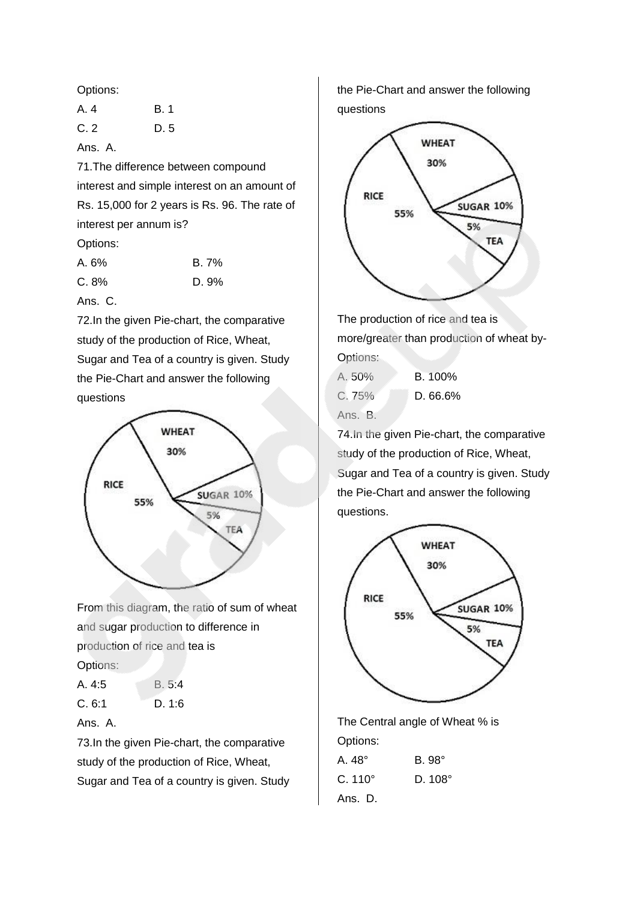Options:

A. 4 B. 1

C. 2 D. 5

Ans. A.

71.The difference between compound interest and simple interest on an amount of Rs. 15,000 for 2 years is Rs. 96. The rate of interest per annum is?

Options:

A. 6% B. 7%

C. 8% D. 9%

Ans. C.

72.In the given Pie-chart, the comparative study of the production of Rice, Wheat, Sugar and Tea of a country is given. Study the Pie-Chart and answer the following questions

From this diagram, the ratio of sum of wheat and sugar production to difference in production of rice and tea is

Options:

A. 4:5 B. 5:4

C. 6:1 D. 1:6

Ans. A.

73.In the given Pie-chart, the comparative study of the production of Rice, Wheat, Sugar and Tea of a country is given. Study the Pie-Chart and answer the following questions

The production of rice and tea is more/greater than production of wheat by-

Options:

A. 50% B. 100%

C. 75% D. 66.6%

Ans. B.

74.In the given Pie-chart, the comparative study of the production of Rice, Wheat, Sugar and Tea of a country is given. Study the Pie-Chart and answer the following questions.

The Central angle of Wheat % is

Options:

A. 48° B. 98°

C. 110° D. 108°

Ans. D.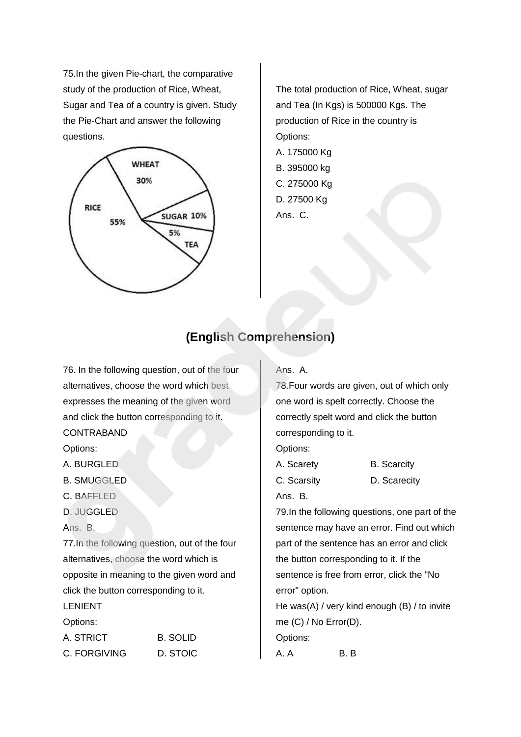75.In the given Pie-chart, the comparative study of the production of Rice, Wheat, Sugar and Tea of a country is given. Study the Pie-Chart and answer the following questions.

WHEAT 30%

RICE 55%

SUGAR 10%

5% TEA

The total production of Rice, Wheat, sugar and Tea (In Kgs) is 500000 Kgs. The production of Rice in the country is

Options:

A. 175000 Kg

B. 395000 kg

C. 275000 Kg

D. 27500 Kg

Ans. C.

## (English Comprehension)

76. In the following question, out of the four alternatives, choose the word which best expresses the meaning of the given word and click the button corresponding to it.

CONTRABAND

Options:

A. BURGLED

B. SMUGGLED

C. BAFFLED

D. JUGGLED

Ans. B.

77.In the following question, out of the four alternatives, choose the word which is opposite in meaning to the given word and click the button corresponding to it.

LENIENT

Options:

A. STRICT B. SOLID

C. FORGIVING D. STOIC

Ans. A.

78.Four words are given, out of which only one word is spelt correctly. Choose the correctly spelt word and click the button corresponding to it.

Options:

A. Scarety B. Scarcity

C. Scarsity D. Scarecity

Ans. B.

79.In the following questions, one part of the sentence may have an error. Find out which part of the sentence has an error and click the button corresponding to it. If the sentence is free from error, click the "No error" option.

He was(A) / very kind enough (B) / to invite me (C) / No Error(D).

Options:

A. A B. B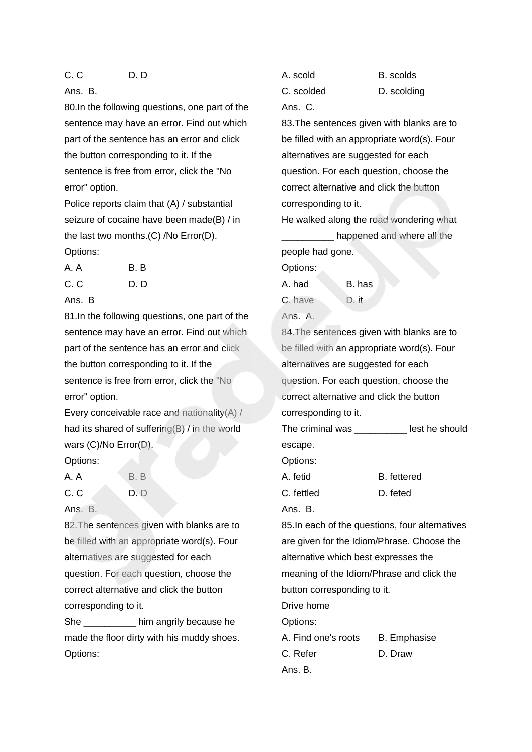C. C D. D

Ans. B.

80.In the following questions, one part of the sentence may have an error. Find out which part of the sentence has an error and click the button corresponding to it. If the sentence is free from error, click the "No error" option.

Police reports claim that (A) / substantial seizure of cocaine have been made(B) / in the last two months.(C) /No Error(D).

Options:

A. A B. B

C. C D. D

Ans. B

81.In the following questions, one part of the sentence may have an error. Find out which part of the sentence has an error and click the button corresponding to it. If the sentence is free from error, click the "No error" option.

Every conceivable race and nationality(A) / had its shared of suffering(B) / in the world wars (C)/No Error(D).

Options:

A. A B. B

C. C D. D

Ans. B.

82.The sentences given with blanks are to be filled with an appropriate word(s). Four alternatives are suggested for each question. For each question, choose the correct alternative and click the button corresponding to it.

She __________ him angrily because he made the floor dirty with his muddy shoes.

Options:

A. scold B. scolds

C. scolded D. scolding

Ans. C.

83.The sentences given with blanks are to be filled with an appropriate word(s). Four alternatives are suggested for each question. For each question, choose the correct alternative and click the button corresponding to it.

He walked along the road wondering what __________ happened and where all the people had gone.

Options:

A. had B. has

C. have D. it

Ans. A.

84.The sentences given with blanks are to be filled with an appropriate word(s). Four alternatives are suggested for each question. For each question, choose the correct alternative and click the button corresponding to it.

The criminal was __________ lest he should escape.

Options:

A. fetid B. fettered

C. fettled D. feted

Ans. B.

85.In each of the questions, four alternatives are given for the Idiom/Phrase. Choose the alternative which best expresses the meaning of the Idiom/Phrase and click the button corresponding to it.

Drive home

Options:

A. Find one's roots B. Emphasise

C. Refer D. Draw

Ans. B.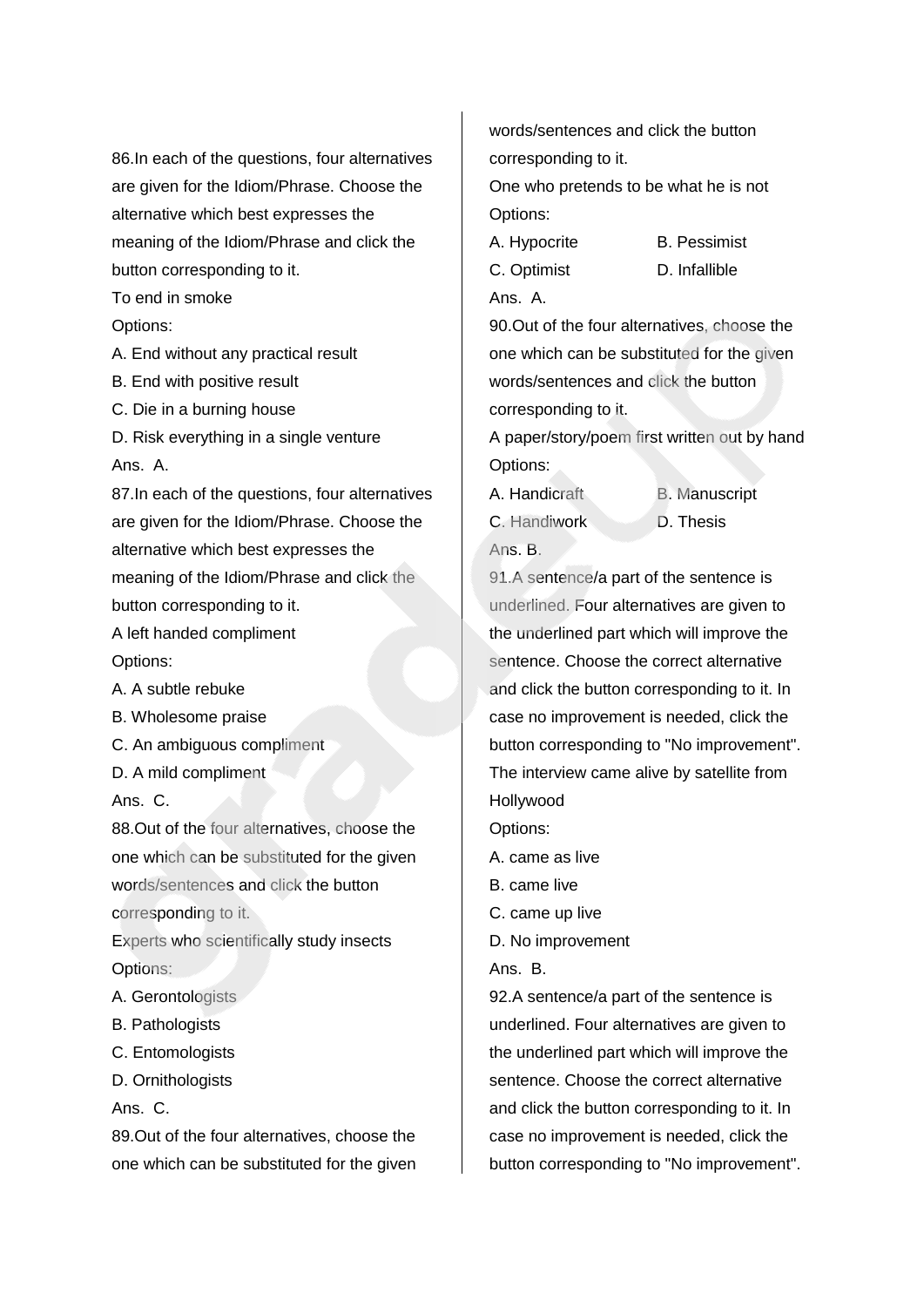86.In each of the questions, four alternatives are given for the Idiom/Phrase. Choose the alternative which best expresses the meaning of the Idiom/Phrase and click the button corresponding to it.

To end in smoke

Options:

A. End without any practical result

B. End with positive result

C. Die in a burning house

D. Risk everything in a single venture

Ans. A.

87.In each of the questions, four alternatives are given for the Idiom/Phrase. Choose the alternative which best expresses the meaning of the Idiom/Phrase and click the button corresponding to it.

A left handed compliment

Options:

A. A subtle rebuke

B. Wholesome praise

C. An ambiguous compliment

D. A mild compliment

Ans. C.

88.Out of the four alternatives, choose the one which can be substituted for the given words/sentences and click the button corresponding to it.

Experts who scientifically study insects

Options:

A. Gerontologists

B. Pathologists

C. Entomologists

D. Ornithologists

Ans. C.

89.Out of the four alternatives, choose the one which can be substituted for the given words/sentences and click the button corresponding to it.

One who pretends to be what he is not

Options:

A. Hypocrite B. Pessimist

C. Optimist D. Infallible

Ans. A.

90.Out of the four alternatives, choose the one which can be substituted for the given words/sentences and click the button corresponding to it.

A paper/story/poem first written out by hand

Options:

A. Handicraft B. Manuscript

C. Handiwork D. Thesis

Ans. B.

91.A sentence/a part of the sentence is underlined. Four alternatives are given to the underlined part which will improve the sentence. Choose the correct alternative and click the button corresponding to it. In case no improvement is needed, click the button corresponding to "No improvement".

The interview came alive by satellite from Hollywood

Options:

A. came as live

B. came live

C. came up live

D. No improvement

Ans. B.

92.A sentence/a part of the sentence is underlined. Four alternatives are given to the underlined part which will improve the sentence. Choose the correct alternative and click the button corresponding to it. In case no improvement is needed, click the button corresponding to "No improvement".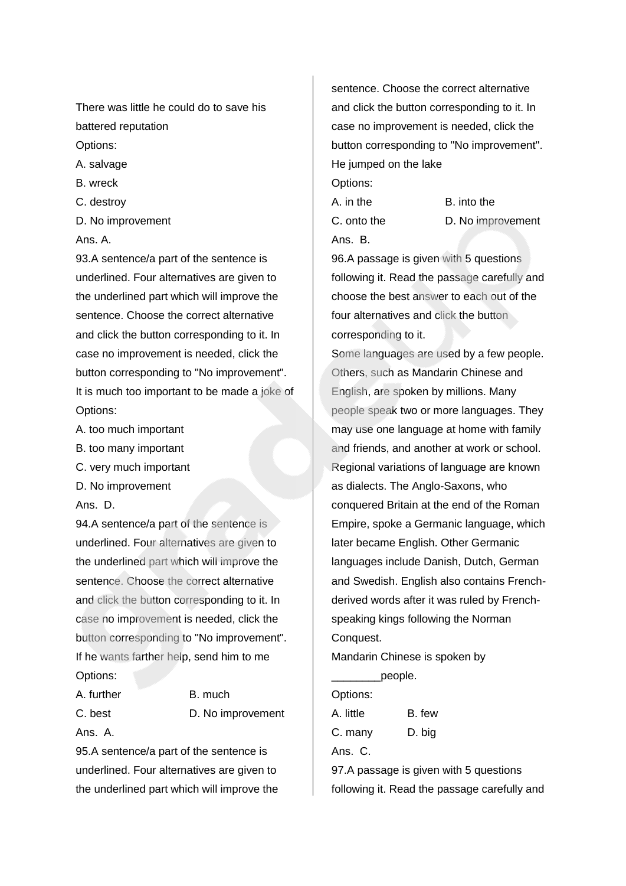There was little he could do to save his battered reputation

Options:

A. salvage

B. wreck

C. destroy

D. No improvement

Ans. A.

93.A sentence/a part of the sentence is underlined. Four alternatives are given to the underlined part which will improve the sentence. Choose the correct alternative and click the button corresponding to it. In case no improvement is needed, click the button corresponding to "No improvement".

It is much too important to be made a joke of

Options:

A. too much important

B. too many important

C. very much important

D. No improvement

Ans. D.

94.A sentence/a part of the sentence is underlined. Four alternatives are given to the underlined part which will improve the sentence. Choose the correct alternative and click the button corresponding to it. In case no improvement is needed, click the button corresponding to "No improvement".

If he wants farther help, send him to me

Options:

A. further

B. much

C. best

D. No improvement

Ans. A.

95.A sentence/a part of the sentence is underlined. Four alternatives are given to the underlined part which will improve the sentence. Choose the correct alternative and click the button corresponding to it. In case no improvement is needed, click the button corresponding to "No improvement".

He jumped on the lake

Options:

A. in the

B. into the

C. onto the

D. No improvement

Ans. B.

96.A passage is given with 5 questions following it. Read the passage carefully and choose the best answer to each out of the four alternatives and click the button corresponding to it.

Some languages are used by a few people. Others, such as Mandarin Chinese and English, are spoken by millions. Many people speak two or more languages. They may use one language at home with family and friends, and another at work or school. Regional variations of language are known as dialects. The Anglo-Saxons, who conquered Britain at the end of the Roman Empire, spoke a Germanic language, which later became English. Other Germanic languages include Danish, Dutch, German and Swedish. English also contains French-derived words after it was ruled by French-speaking kings following the Norman Conquest.

Mandarin Chinese is spoken by ________people.

Options:

A. little

B. few

C. many

D. big

Ans. C.

97.A passage is given with 5 questions following it. Read the passage carefully and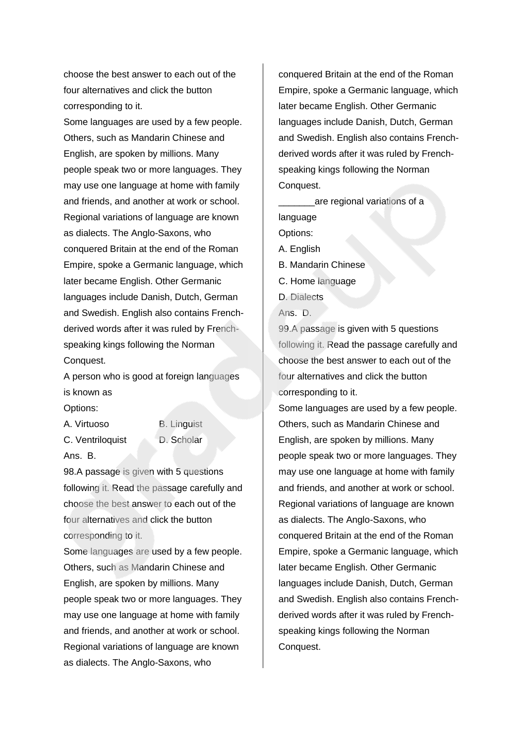choose the best answer to each out of the four alternatives and click the button corresponding to it.

Some languages are used by a few people. Others, such as Mandarin Chinese and English, are spoken by millions. Many people speak two or more languages. They may use one language at home with family and friends, and another at work or school. Regional variations of language are known as dialects. The Anglo-Saxons, who conquered Britain at the end of the Roman Empire, spoke a Germanic language, which later became English. Other Germanic languages include Danish, Dutch, German and Swedish. English also contains French-derived words after it was ruled by French-speaking kings following the Norman Conquest.

A person who is good at foreign languages is known as

Options:

A. Virtuoso B. Linguist

C. Ventriloquist D. Scholar

Ans. B.

98.A passage is given with 5 questions following it. Read the passage carefully and choose the best answer to each out of the four alternatives and click the button corresponding to it.

Some languages are used by a few people. Others, such as Mandarin Chinese and English, are spoken by millions. Many people speak two or more languages. They may use one language at home with family and friends, and another at work or school. Regional variations of language are known as dialects. The Anglo-Saxons, who conquered Britain at the end of the Roman Empire, spoke a Germanic language, which later became English. Other Germanic languages include Danish, Dutch, German and Swedish. English also contains French-derived words after it was ruled by French-speaking kings following the Norman Conquest.

_______are regional variations of a language

Options:

A. English

B. Mandarin Chinese

C. Home language

D. Dialects

Ans. D.

99.A passage is given with 5 questions following it. Read the passage carefully and choose the best answer to each out of the four alternatives and click the button corresponding to it.

Some languages are used by a few people. Others, such as Mandarin Chinese and English, are spoken by millions. Many people speak two or more languages. They may use one language at home with family and friends, and another at work or school. Regional variations of language are known as dialects. The Anglo-Saxons, who conquered Britain at the end of the Roman Empire, spoke a Germanic language, which later became English. Other Germanic languages include Danish, Dutch, German and Swedish. English also contains French-derived words after it was ruled by French-speaking kings following the Norman Conquest.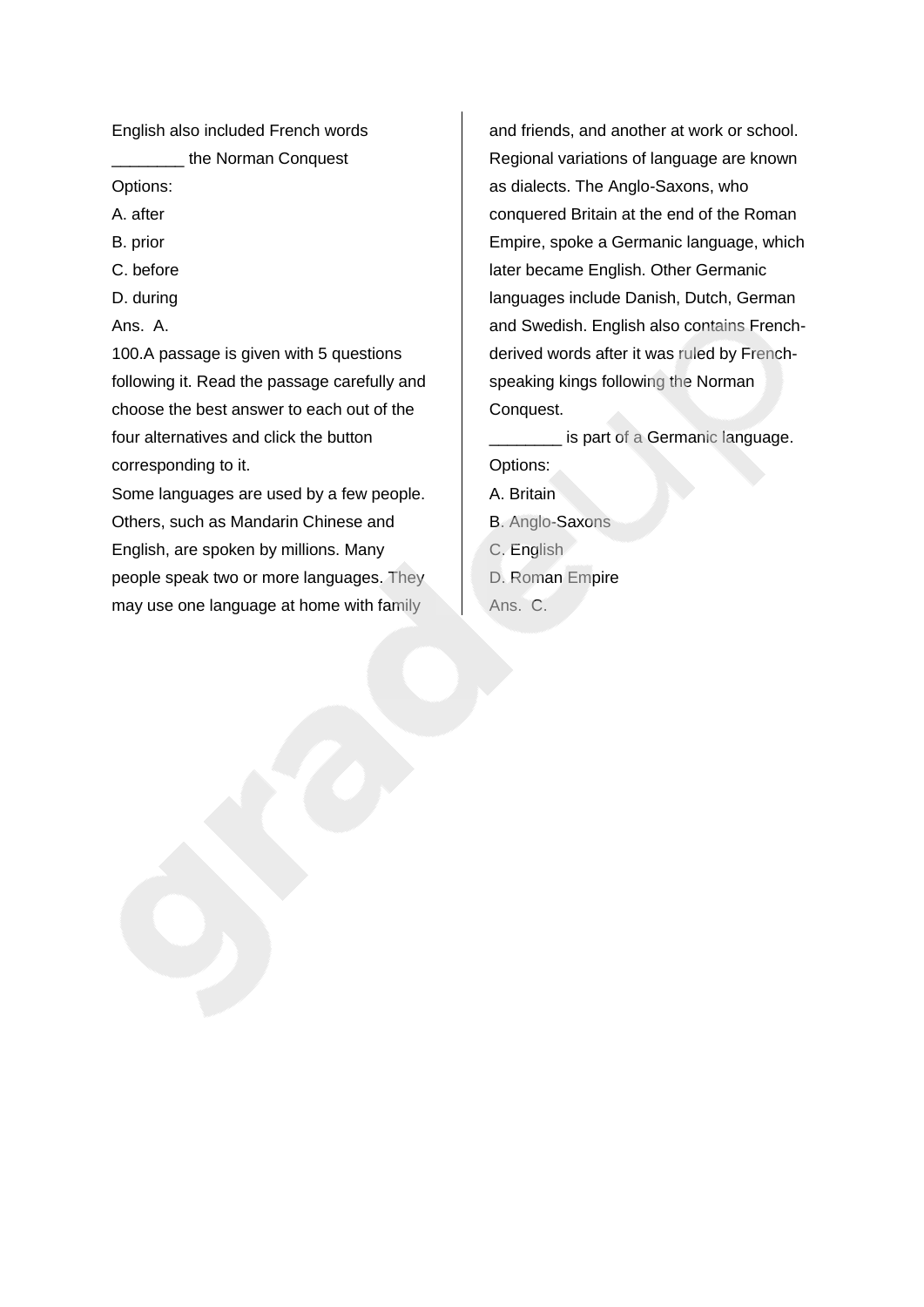English also included French words ________ the Norman Conquest

Options:

A. after

B. prior

C. before

D. during

Ans. A.

100.A passage is given with 5 questions following it. Read the passage carefully and choose the best answer to each out of the four alternatives and click the button corresponding to it.

Some languages are used by a few people. Others, such as Mandarin Chinese and English, are spoken by millions. Many people speak two or more languages. They may use one language at home with family and friends, and another at work or school. Regional variations of language are known as dialects. The Anglo-Saxons, who conquered Britain at the end of the Roman Empire, spoke a Germanic language, which later became English. Other Germanic languages include Danish, Dutch, German and Swedish. English also contains French-derived words after it was ruled by French-speaking kings following the Norman Conquest.

________ is part of a Germanic language.

Options:

A. Britain

B. Anglo-Saxons

C. English

D. Roman Empire

Ans. C.